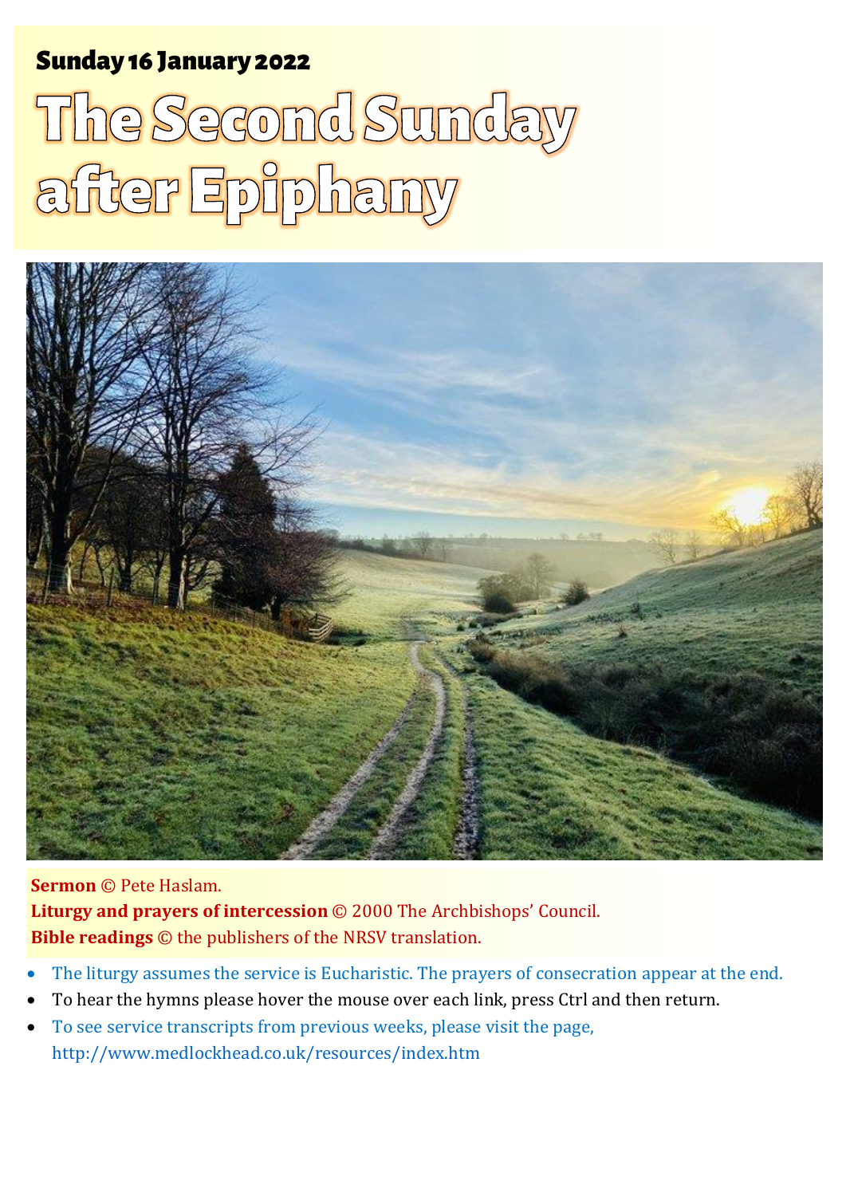**Sunday 16 January 2022**

# The Second Sunday after Epiphany

**Sermon** © Pete Haslam.
**Liturgy and prayers of intercession** © 2000 The Archbishops' Council.
**Bible readings** © the publishers of the NRSV translation.

- The liturgy assumes the service is Eucharistic. The prayers of consecration appear at the end.
- To hear the hymns please hover the mouse over each link, press Ctrl and then return.
- To see service transcripts from previous weeks, please visit the page, http://www.medlockhead.co.uk/resources/index.htm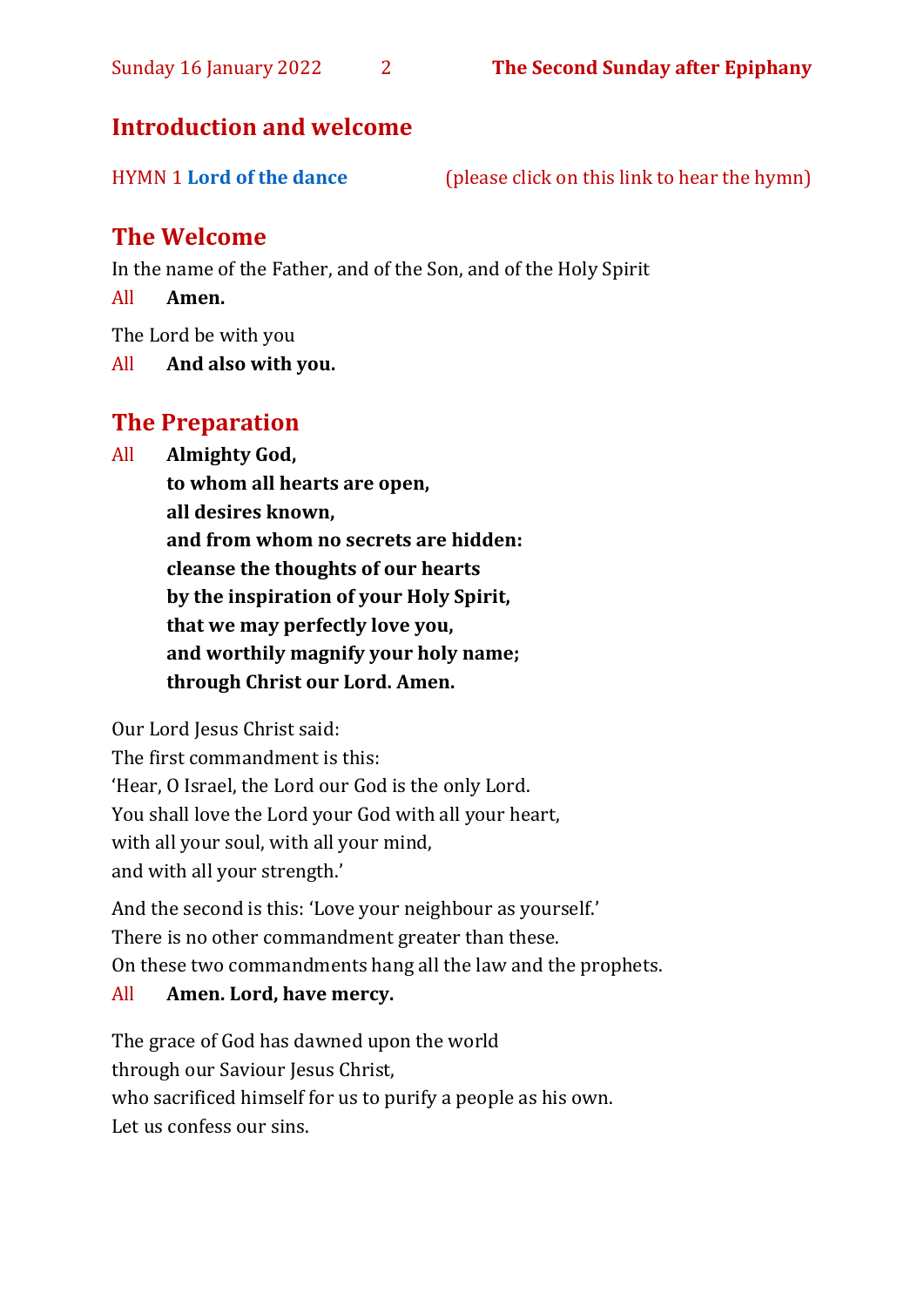## Introduction and welcome

HYMN 1 **Lord of the dance** (please click on this link to hear the hymn)

## The Welcome

In the name of the Father, and of the Son, and of the Holy Spirit

All **Amen.**

The Lord be with you

All **And also with you.**

## The Preparation

All **Almighty God,**
**to whom all hearts are open,**
**all desires known,**
**and from whom no secrets are hidden:**
**cleanse the thoughts of our hearts**
**by the inspiration of your Holy Spirit,**
**that we may perfectly love you,**
**and worthily magnify your holy name;**
**through Christ our Lord. Amen.**

Our Lord Jesus Christ said:
The first commandment is this:
'Hear, O Israel, the Lord our God is the only Lord.
You shall love the Lord your God with all your heart,
with all your soul, with all your mind,
and with all your strength.'

And the second is this: 'Love your neighbour as yourself.'
There is no other commandment greater than these.
On these two commandments hang all the law and the prophets.

All **Amen. Lord, have mercy.**

The grace of God has dawned upon the world
through our Saviour Jesus Christ,
who sacrificed himself for us to purify a people as his own.
Let us confess our sins.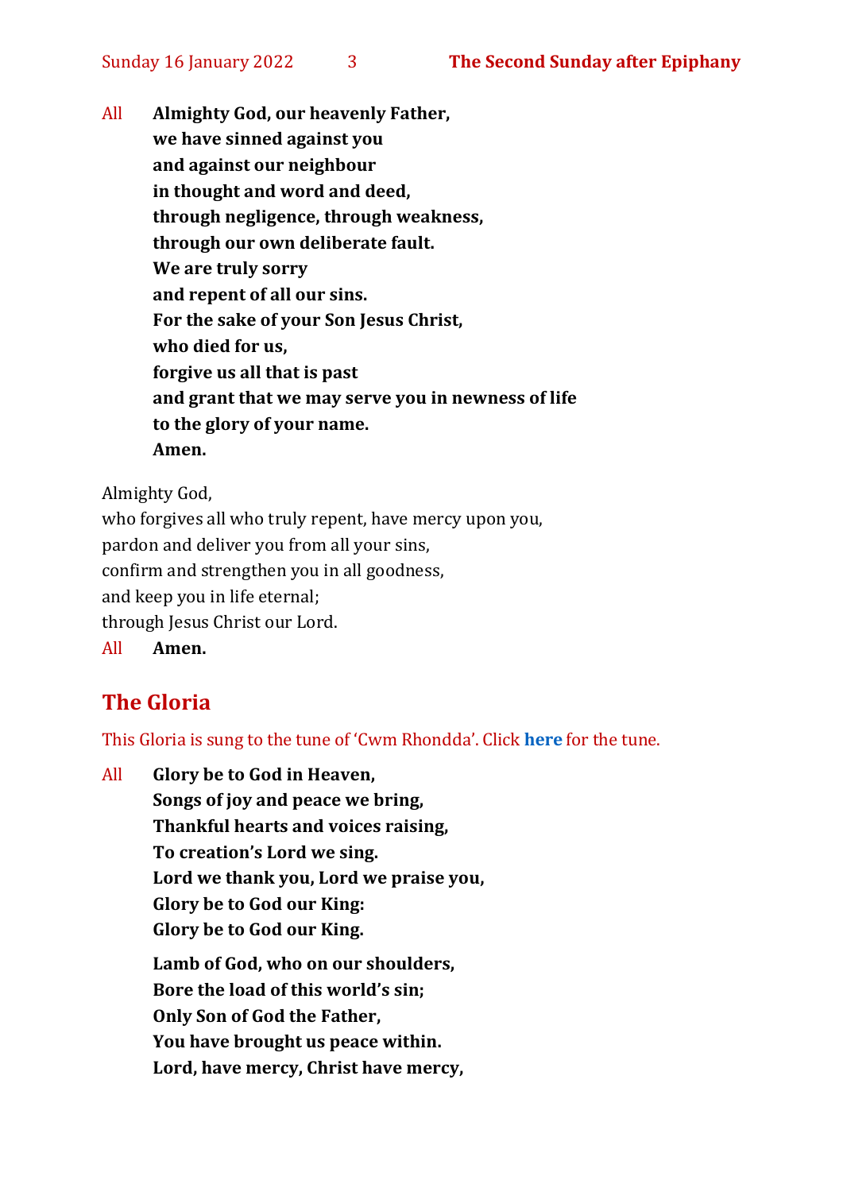All **Almighty God, our heavenly Father,**
**we have sinned against you**
**and against our neighbour**
**in thought and word and deed,**
**through negligence, through weakness,**
**through our own deliberate fault.**
**We are truly sorry**
**and repent of all our sins.**
**For the sake of your Son Jesus Christ,**
**who died for us,**
**forgive us all that is past**
**and grant that we may serve you in newness of life**
**to the glory of your name.**
**Amen.**

Almighty God,
who forgives all who truly repent, have mercy upon you,
pardon and deliver you from all your sins,
confirm and strengthen you in all goodness,
and keep you in life eternal;
through Jesus Christ our Lord.

All **Amen.**

## The Gloria

This Gloria is sung to the tune of 'Cwm Rhondda'. Click **here** for the tune.

All **Glory be to God in Heaven,**
**Songs of joy and peace we bring,**
**Thankful hearts and voices raising,**
**To creation's Lord we sing.**
**Lord we thank you, Lord we praise you,**
**Glory be to God our King:**
**Glory be to God our King.**

**Lamb of God, who on our shoulders,**
**Bore the load of this world's sin;**
**Only Son of God the Father,**
**You have brought us peace within.**
**Lord, have mercy, Christ have mercy,**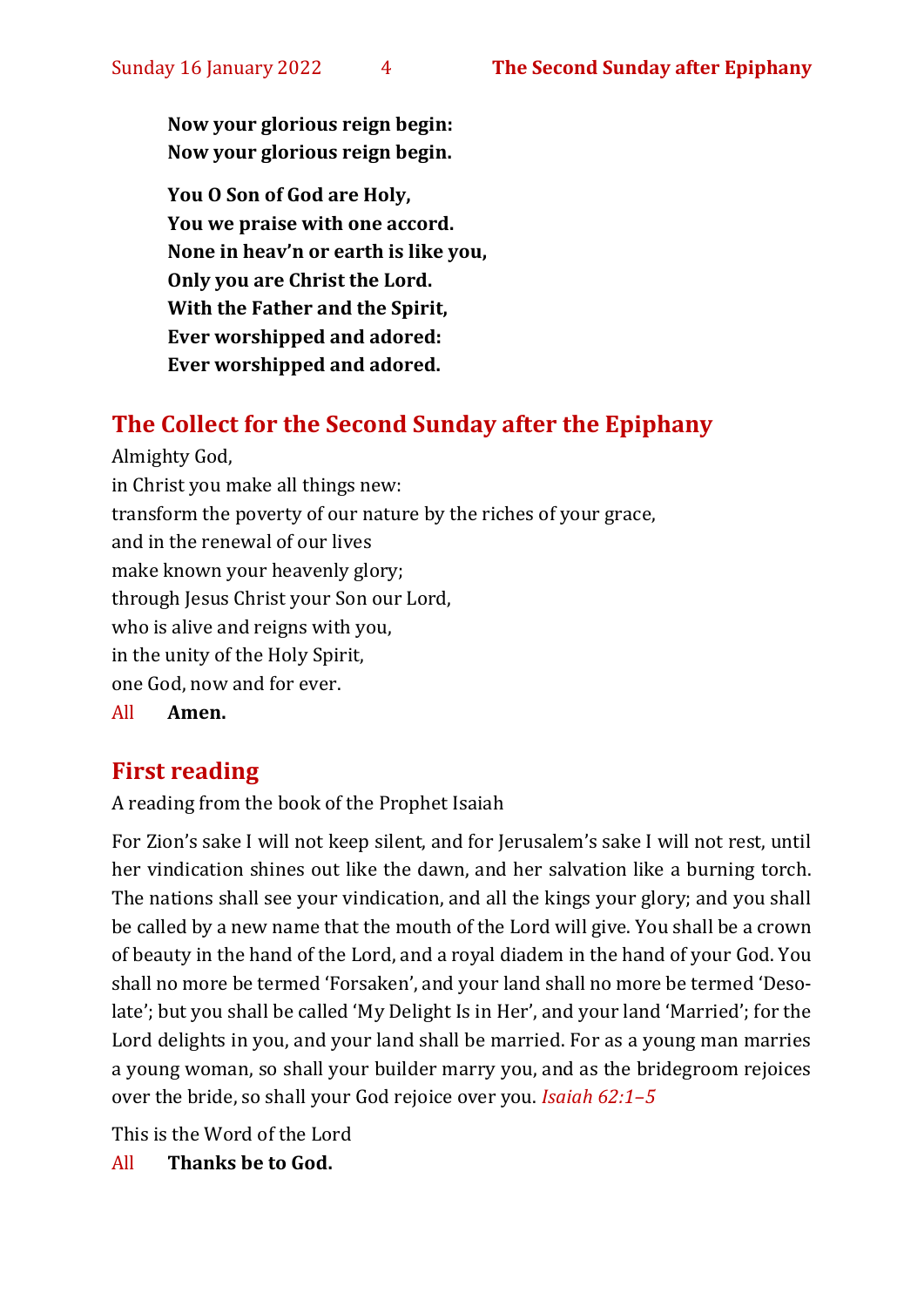**Now your glorious reign begin:**
**Now your glorious reign begin.**

**You O Son of God are Holy,**
**You we praise with one accord.**
**None in heav'n or earth is like you,**
**Only you are Christ the Lord.**
**With the Father and the Spirit,**
**Ever worshipped and adored:**
**Ever worshipped and adored.**

## The Collect for the Second Sunday after the Epiphany

Almighty God,
in Christ you make all things new:
transform the poverty of our nature by the riches of your grace,
and in the renewal of our lives
make known your heavenly glory;
through Jesus Christ your Son our Lord,
who is alive and reigns with you,
in the unity of the Holy Spirit,
one God, now and for ever.

All **Amen.**

## First reading

A reading from the book of the Prophet Isaiah

For Zion's sake I will not keep silent, and for Jerusalem's sake I will not rest, until her vindication shines out like the dawn, and her salvation like a burning torch. The nations shall see your vindication, and all the kings your glory; and you shall be called by a new name that the mouth of the Lord will give. You shall be a crown of beauty in the hand of the Lord, and a royal diadem in the hand of your God. You shall no more be termed 'Forsaken', and your land shall no more be termed 'Desolate'; but you shall be called 'My Delight Is in Her', and your land 'Married'; for the Lord delights in you, and your land shall be married. For as a young man marries a young woman, so shall your builder marry you, and as the bridegroom rejoices over the bride, so shall your God rejoice over you. *Isaiah 62:1–5*

This is the Word of the Lord

All **Thanks be to God.**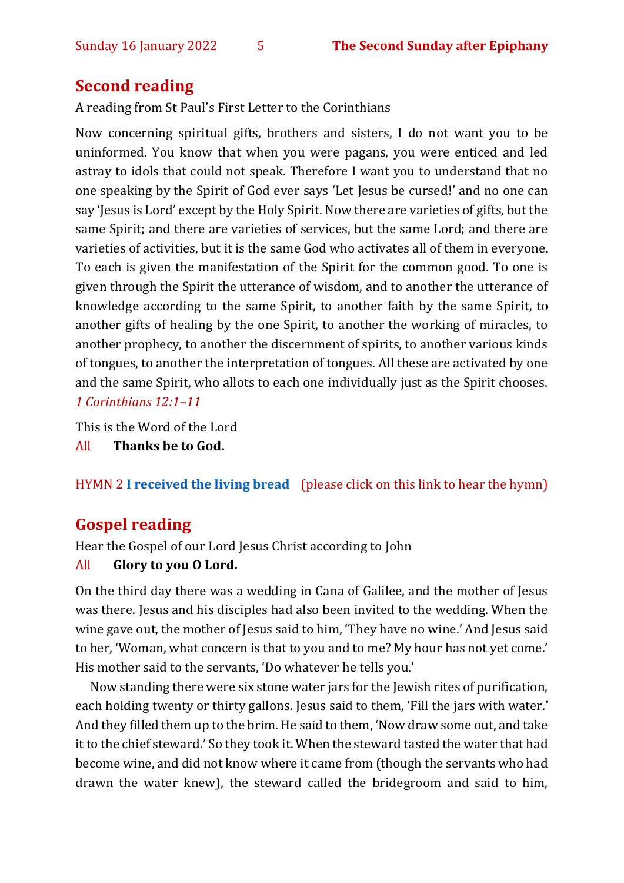## Second reading

A reading from St Paul's First Letter to the Corinthians

Now concerning spiritual gifts, brothers and sisters, I do not want you to be uninformed. You know that when you were pagans, you were enticed and led astray to idols that could not speak. Therefore I want you to understand that no one speaking by the Spirit of God ever says 'Let Jesus be cursed!' and no one can say 'Jesus is Lord' except by the Holy Spirit. Now there are varieties of gifts, but the same Spirit; and there are varieties of services, but the same Lord; and there are varieties of activities, but it is the same God who activates all of them in everyone. To each is given the manifestation of the Spirit for the common good. To one is given through the Spirit the utterance of wisdom, and to another the utterance of knowledge according to the same Spirit, to another faith by the same Spirit, to another gifts of healing by the one Spirit, to another the working of miracles, to another prophecy, to another the discernment of spirits, to another various kinds of tongues, to another the interpretation of tongues. All these are activated by one and the same Spirit, who allots to each one individually just as the Spirit chooses.
*1 Corinthians 12:1–11*

This is the Word of the Lord
All **Thanks be to God.**

HYMN 2 **I received the living bread** (please click on this link to hear the hymn)

## Gospel reading

Hear the Gospel of our Lord Jesus Christ according to John
All **Glory to you O Lord.**

On the third day there was a wedding in Cana of Galilee, and the mother of Jesus was there. Jesus and his disciples had also been invited to the wedding. When the wine gave out, the mother of Jesus said to him, 'They have no wine.' And Jesus said to her, 'Woman, what concern is that to you and to me? My hour has not yet come.' His mother said to the servants, 'Do whatever he tells you.'

Now standing there were six stone water jars for the Jewish rites of purification, each holding twenty or thirty gallons. Jesus said to them, 'Fill the jars with water.' And they filled them up to the brim. He said to them, 'Now draw some out, and take it to the chief steward.' So they took it. When the steward tasted the water that had become wine, and did not know where it came from (though the servants who had drawn the water knew), the steward called the bridegroom and said to him,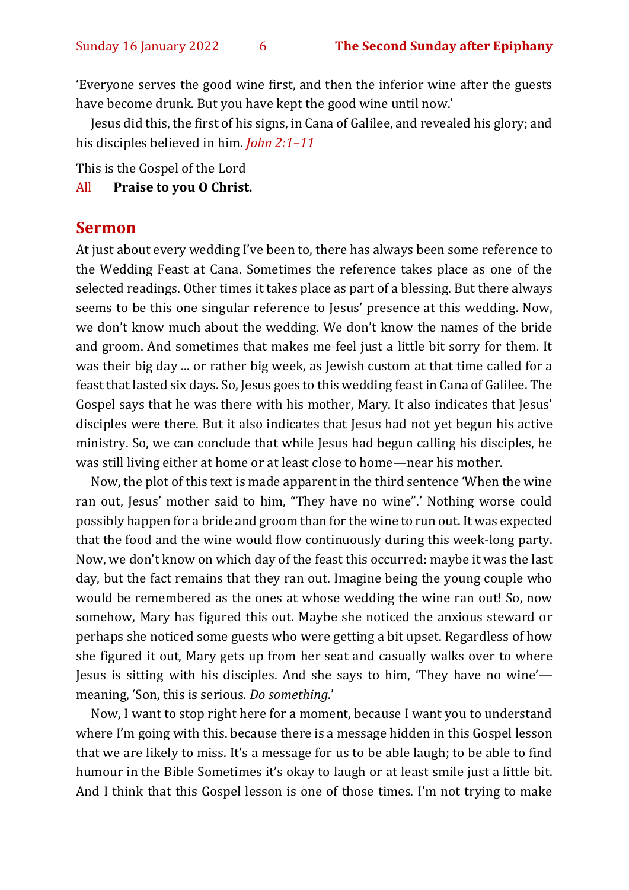'Everyone serves the good wine first, and then the inferior wine after the guests have become drunk. But you have kept the good wine until now.'

Jesus did this, the first of his signs, in Cana of Galilee, and revealed his glory; and his disciples believed in him. *John 2:1–11*

This is the Gospel of the Lord

All **Praise to you O Christ.**

## Sermon

At just about every wedding I've been to, there has always been some reference to the Wedding Feast at Cana. Sometimes the reference takes place as one of the selected readings. Other times it takes place as part of a blessing. But there always seems to be this one singular reference to Jesus' presence at this wedding. Now, we don't know much about the wedding. We don't know the names of the bride and groom. And sometimes that makes me feel just a little bit sorry for them. It was their big day ... or rather big week, as Jewish custom at that time called for a feast that lasted six days. So, Jesus goes to this wedding feast in Cana of Galilee. The Gospel says that he was there with his mother, Mary. It also indicates that Jesus' disciples were there. But it also indicates that Jesus had not yet begun his active ministry. So, we can conclude that while Jesus had begun calling his disciples, he was still living either at home or at least close to home—near his mother.

Now, the plot of this text is made apparent in the third sentence 'When the wine ran out, Jesus' mother said to him, "They have no wine".' Nothing worse could possibly happen for a bride and groom than for the wine to run out. It was expected that the food and the wine would flow continuously during this week-long party. Now, we don't know on which day of the feast this occurred: maybe it was the last day, but the fact remains that they ran out. Imagine being the young couple who would be remembered as the ones at whose wedding the wine ran out! So, now somehow, Mary has figured this out. Maybe she noticed the anxious steward or perhaps she noticed some guests who were getting a bit upset. Regardless of how she figured it out, Mary gets up from her seat and casually walks over to where Jesus is sitting with his disciples. And she says to him, 'They have no wine'—meaning, 'Son, this is serious. *Do something*.'

Now, I want to stop right here for a moment, because I want you to understand where I'm going with this. because there is a message hidden in this Gospel lesson that we are likely to miss. It's a message for us to be able laugh; to be able to find humour in the Bible Sometimes it's okay to laugh or at least smile just a little bit. And I think that this Gospel lesson is one of those times. I'm not trying to make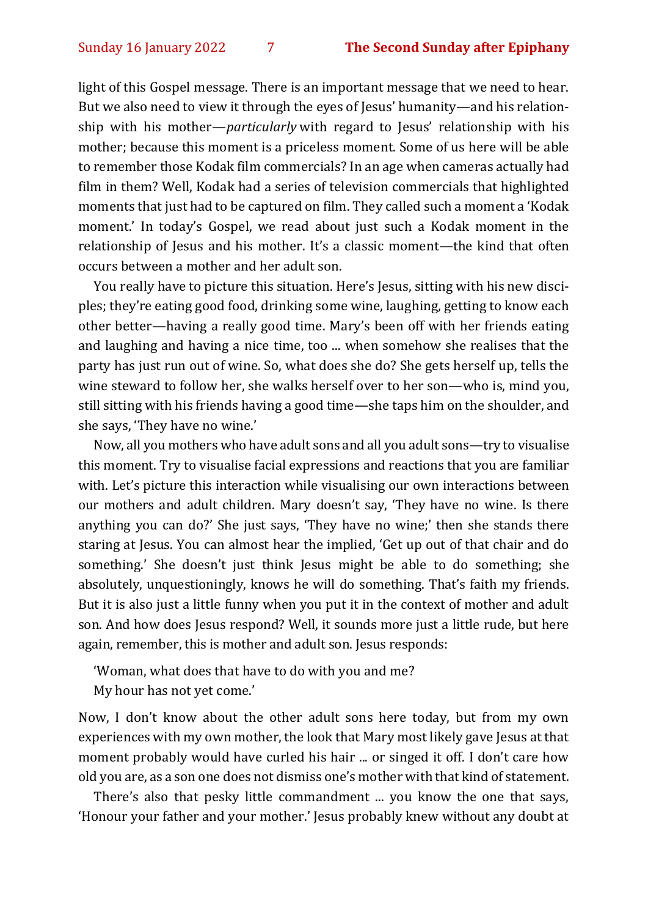light of this Gospel message. There is an important message that we need to hear. But we also need to view it through the eyes of Jesus' humanity—and his relationship with his mother—*particularly* with regard to Jesus' relationship with his mother; because this moment is a priceless moment. Some of us here will be able to remember those Kodak film commercials? In an age when cameras actually had film in them? Well, Kodak had a series of television commercials that highlighted moments that just had to be captured on film. They called such a moment a 'Kodak moment.' In today's Gospel, we read about just such a Kodak moment in the relationship of Jesus and his mother. It's a classic moment—the kind that often occurs between a mother and her adult son.

You really have to picture this situation. Here's Jesus, sitting with his new disciples; they're eating good food, drinking some wine, laughing, getting to know each other better—having a really good time. Mary's been off with her friends eating and laughing and having a nice time, too ... when somehow she realises that the party has just run out of wine. So, what does she do? She gets herself up, tells the wine steward to follow her, she walks herself over to her son—who is, mind you, still sitting with his friends having a good time—she taps him on the shoulder, and she says, 'They have no wine.'

Now, all you mothers who have adult sons and all you adult sons—try to visualise this moment. Try to visualise facial expressions and reactions that you are familiar with. Let's picture this interaction while visualising our own interactions between our mothers and adult children. Mary doesn't say, 'They have no wine. Is there anything you can do?' She just says, 'They have no wine;' then she stands there staring at Jesus. You can almost hear the implied, 'Get up out of that chair and do something.' She doesn't just think Jesus might be able to do something; she absolutely, unquestioningly, knows he will do something. That's faith my friends. But it is also just a little funny when you put it in the context of mother and adult son. And how does Jesus respond? Well, it sounds more just a little rude, but here again, remember, this is mother and adult son. Jesus responds:

> 'Woman, what does that have to do with you and me?
> My hour has not yet come.'

Now, I don't know about the other adult sons here today, but from my own experiences with my own mother, the look that Mary most likely gave Jesus at that moment probably would have curled his hair ... or singed it off. I don't care how old you are, as a son one does not dismiss one's mother with that kind of statement.

There's also that pesky little commandment ... you know the one that says, 'Honour your father and your mother.' Jesus probably knew without any doubt at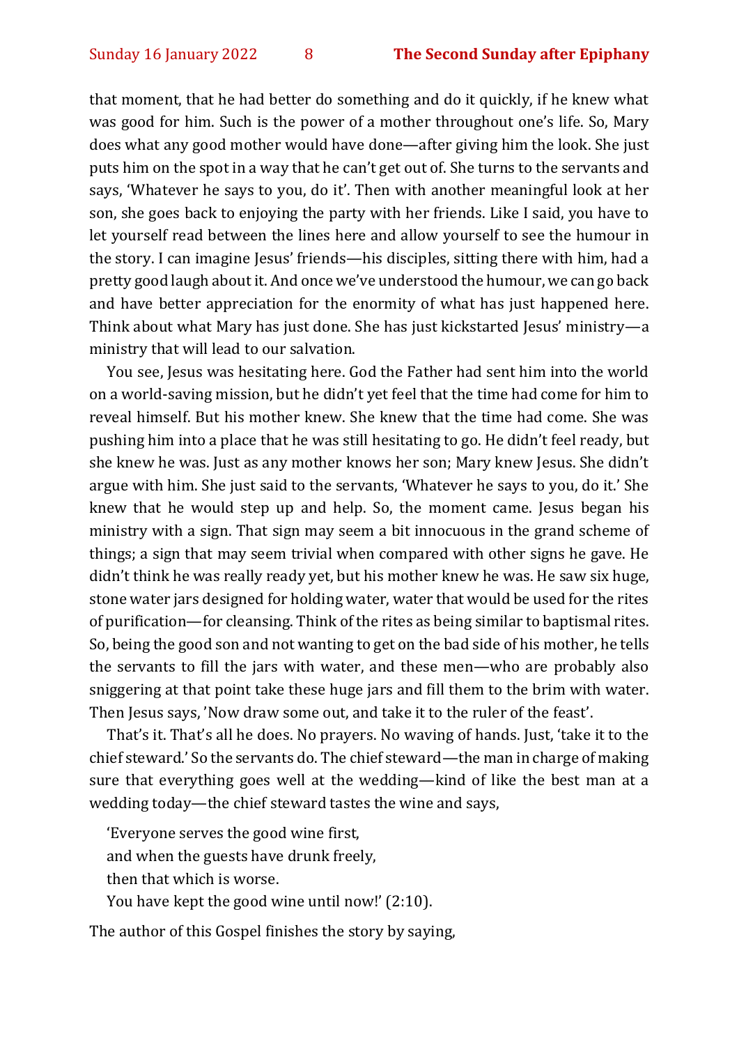that moment, that he had better do something and do it quickly, if he knew what was good for him. Such is the power of a mother throughout one's life. So, Mary does what any good mother would have done—after giving him the look. She just puts him on the spot in a way that he can't get out of. She turns to the servants and says, 'Whatever he says to you, do it'. Then with another meaningful look at her son, she goes back to enjoying the party with her friends. Like I said, you have to let yourself read between the lines here and allow yourself to see the humour in the story. I can imagine Jesus' friends—his disciples, sitting there with him, had a pretty good laugh about it. And once we've understood the humour, we can go back and have better appreciation for the enormity of what has just happened here. Think about what Mary has just done. She has just kickstarted Jesus' ministry—a ministry that will lead to our salvation.

You see, Jesus was hesitating here. God the Father had sent him into the world on a world-saving mission, but he didn't yet feel that the time had come for him to reveal himself. But his mother knew. She knew that the time had come. She was pushing him into a place that he was still hesitating to go. He didn't feel ready, but she knew he was. Just as any mother knows her son; Mary knew Jesus. She didn't argue with him. She just said to the servants, 'Whatever he says to you, do it.' She knew that he would step up and help. So, the moment came. Jesus began his ministry with a sign. That sign may seem a bit innocuous in the grand scheme of things; a sign that may seem trivial when compared with other signs he gave. He didn't think he was really ready yet, but his mother knew he was. He saw six huge, stone water jars designed for holding water, water that would be used for the rites of purification—for cleansing. Think of the rites as being similar to baptismal rites. So, being the good son and not wanting to get on the bad side of his mother, he tells the servants to fill the jars with water, and these men—who are probably also sniggering at that point take these huge jars and fill them to the brim with water. Then Jesus says, 'Now draw some out, and take it to the ruler of the feast'.

That's it. That's all he does. No prayers. No waving of hands. Just, 'take it to the chief steward.' So the servants do. The chief steward—the man in charge of making sure that everything goes well at the wedding—kind of like the best man at a wedding today—the chief steward tastes the wine and says,

> 'Everyone serves the good wine first,
> and when the guests have drunk freely,
> then that which is worse.
> You have kept the good wine until now!' (2:10).

The author of this Gospel finishes the story by saying,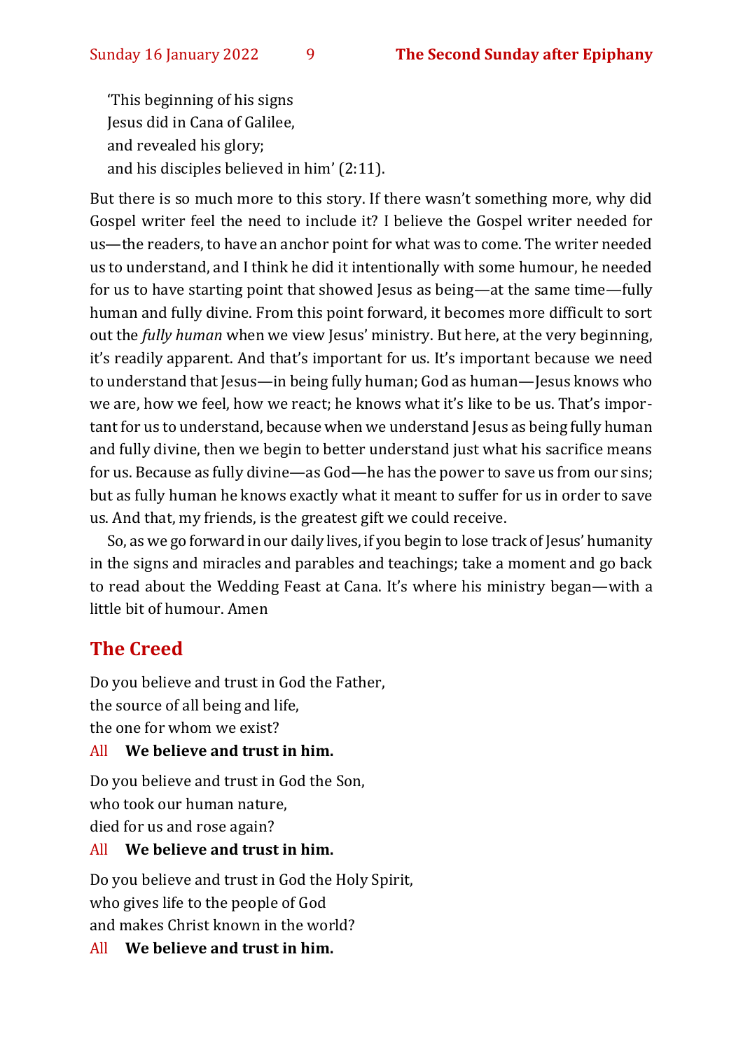'This beginning of his signs
Jesus did in Cana of Galilee,
and revealed his glory;
and his disciples believed in him' (2:11).

But there is so much more to this story. If there wasn't something more, why did Gospel writer feel the need to include it? I believe the Gospel writer needed for us—the readers, to have an anchor point for what was to come. The writer needed us to understand, and I think he did it intentionally with some humour, he needed for us to have starting point that showed Jesus as being—at the same time—fully human and fully divine. From this point forward, it becomes more difficult to sort out the *fully human* when we view Jesus' ministry. But here, at the very beginning, it's readily apparent. And that's important for us. It's important because we need to understand that Jesus—in being fully human; God as human—Jesus knows who we are, how we feel, how we react; he knows what it's like to be us. That's important for us to understand, because when we understand Jesus as being fully human and fully divine, then we begin to better understand just what his sacrifice means for us. Because as fully divine—as God—he has the power to save us from our sins; but as fully human he knows exactly what it meant to suffer for us in order to save us. And that, my friends, is the greatest gift we could receive.

So, as we go forward in our daily lives, if you begin to lose track of Jesus' humanity in the signs and miracles and parables and teachings; take a moment and go back to read about the Wedding Feast at Cana. It's where his ministry began—with a little bit of humour. Amen

## The Creed

Do you believe and trust in God the Father,
the source of all being and life,
the one for whom we exist?

All **We believe and trust in him.**

Do you believe and trust in God the Son,
who took our human nature,
died for us and rose again?

All **We believe and trust in him.**

Do you believe and trust in God the Holy Spirit,
who gives life to the people of God
and makes Christ known in the world?

All **We believe and trust in him.**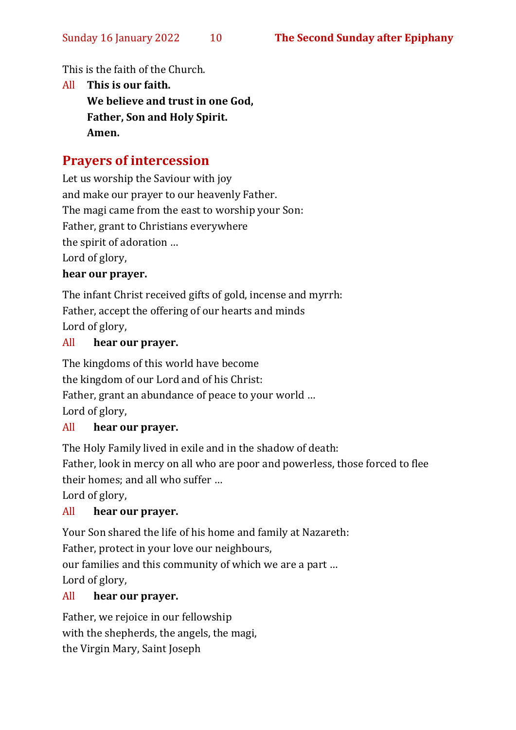This is the faith of the Church.

All **This is our faith.**
**We believe and trust in one God,**
**Father, Son and Holy Spirit.**
**Amen.**

## Prayers of intercession

Let us worship the Saviour with joy
and make our prayer to our heavenly Father.
The magi came from the east to worship your Son:
Father, grant to Christians everywhere
the spirit of adoration …
Lord of glory,
**hear our prayer.**

The infant Christ received gifts of gold, incense and myrrh:
Father, accept the offering of our hearts and minds
Lord of glory,
All **hear our prayer.**

The kingdoms of this world have become
the kingdom of our Lord and of his Christ:
Father, grant an abundance of peace to your world …
Lord of glory,
All **hear our prayer.**

The Holy Family lived in exile and in the shadow of death:
Father, look in mercy on all who are poor and powerless, those forced to flee their homes; and all who suffer …
Lord of glory,
All **hear our prayer.**

Your Son shared the life of his home and family at Nazareth:
Father, protect in your love our neighbours,
our families and this community of which we are a part …
Lord of glory,
All **hear our prayer.**

Father, we rejoice in our fellowship
with the shepherds, the angels, the magi,
the Virgin Mary, Saint Joseph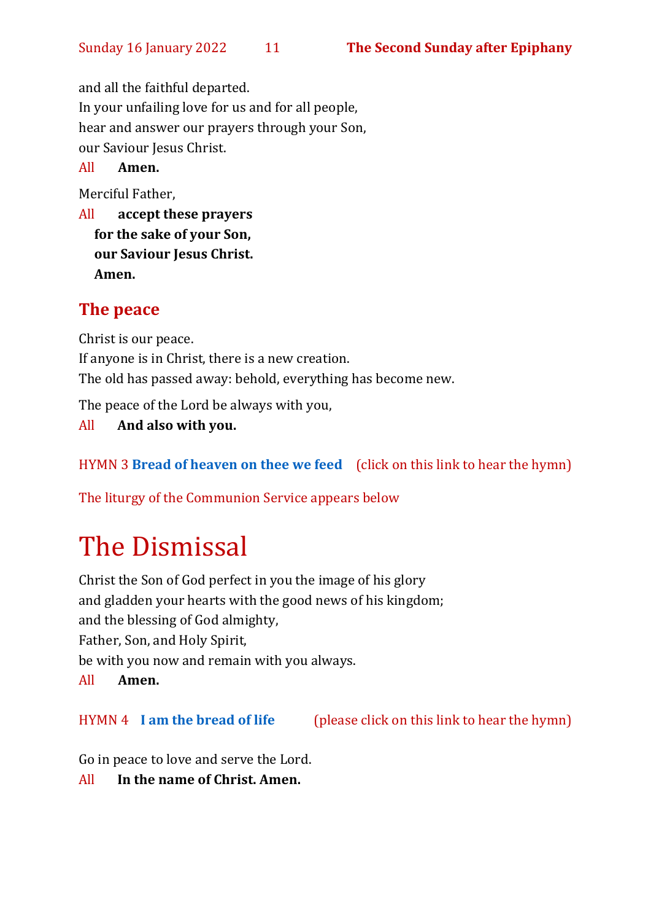and all the faithful departed.
In your unfailing love for us and for all people,
hear and answer our prayers through your Son,
our Saviour Jesus Christ.

All **Amen.**

Merciful Father,

All **accept these prayers**
**for the sake of your Son,**
**our Saviour Jesus Christ.**
**Amen.**

## The peace

Christ is our peace.
If anyone is in Christ, there is a new creation.
The old has passed away: behold, everything has become new.

The peace of the Lord be always with you,

All **And also with you.**

HYMN 3 **Bread of heaven on thee we feed** (click on this link to hear the hymn)

The liturgy of the Communion Service appears below

# The Dismissal

Christ the Son of God perfect in you the image of his glory
and gladden your hearts with the good news of his kingdom;
and the blessing of God almighty,
Father, Son, and Holy Spirit,
be with you now and remain with you always.

All **Amen.**

HYMN 4 **I am the bread of life** (please click on this link to hear the hymn)

Go in peace to love and serve the Lord.

All **In the name of Christ. Amen.**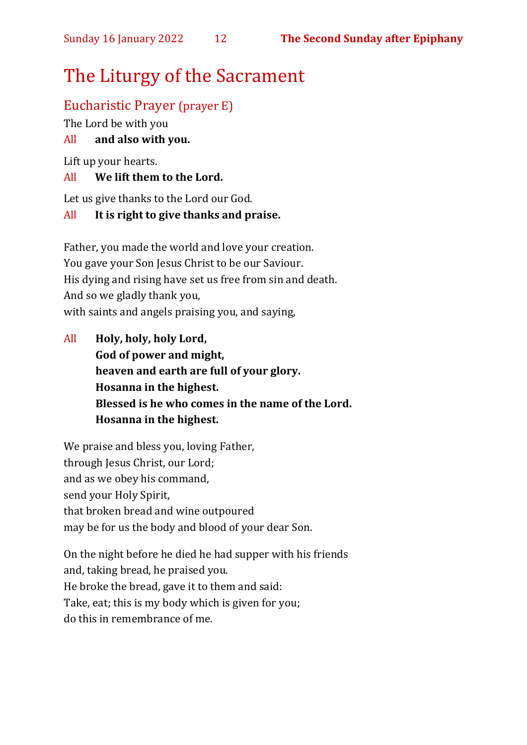# The Liturgy of the Sacrament

## Eucharistic Prayer (prayer E)

The Lord be with you

All **and also with you.**

Lift up your hearts.

All **We lift them to the Lord.**

Let us give thanks to the Lord our God.

All **It is right to give thanks and praise.**

Father, you made the world and love your creation.
You gave your Son Jesus Christ to be our Saviour.
His dying and rising have set us free from sin and death.
And so we gladly thank you,
with saints and angels praising you, and saying,

All **Holy, holy, holy Lord,**
**God of power and might,**
**heaven and earth are full of your glory.**
**Hosanna in the highest.**
**Blessed is he who comes in the name of the Lord.**
**Hosanna in the highest.**

We praise and bless you, loving Father,
through Jesus Christ, our Lord;
and as we obey his command,
send your Holy Spirit,
that broken bread and wine outpoured
may be for us the body and blood of your dear Son.

On the night before he died he had supper with his friends
and, taking bread, he praised you.
He broke the bread, gave it to them and said:
Take, eat; this is my body which is given for you;
do this in remembrance of me.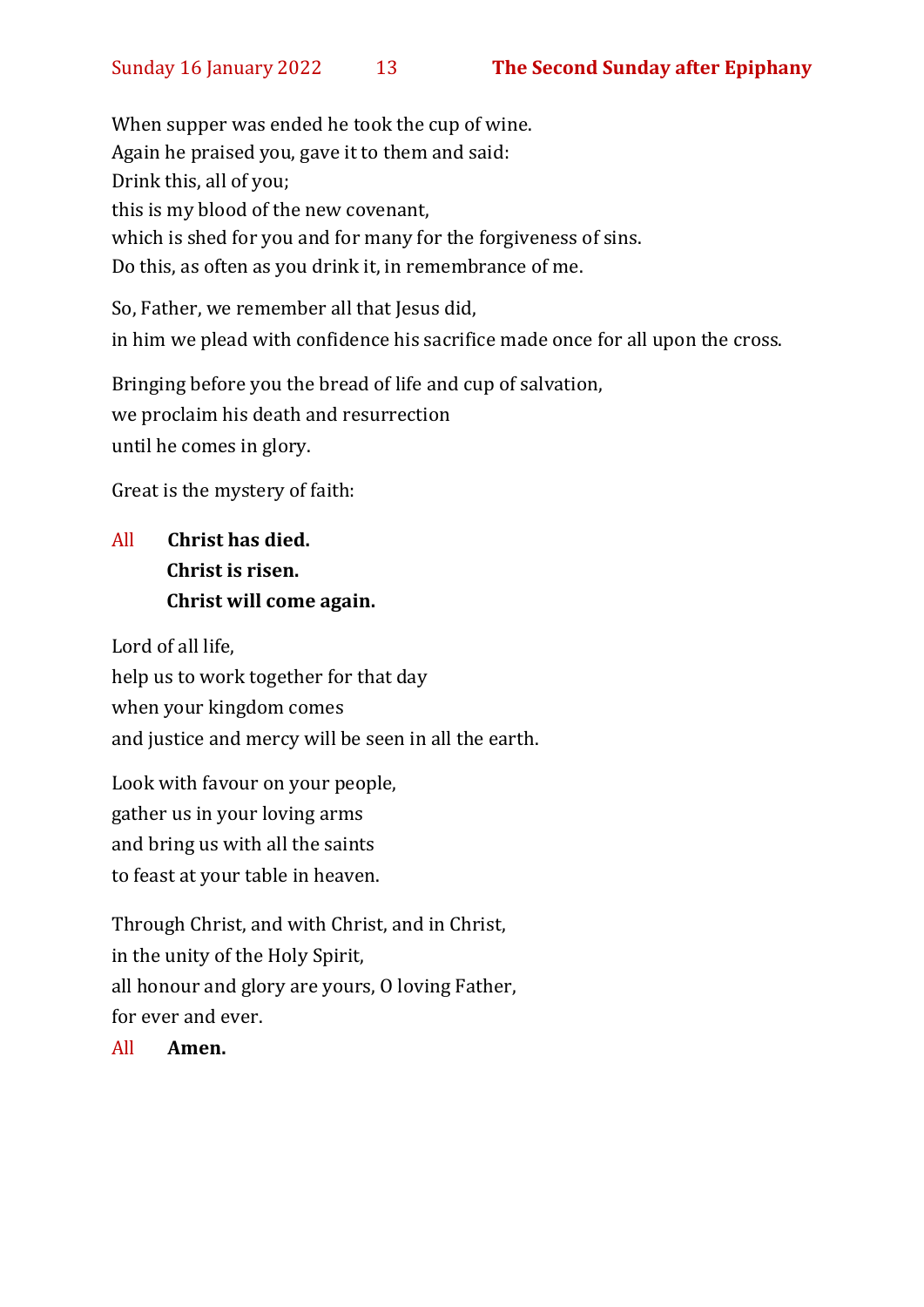When supper was ended he took the cup of wine.
Again he praised you, gave it to them and said:
Drink this, all of you;
this is my blood of the new covenant,
which is shed for you and for many for the forgiveness of sins.
Do this, as often as you drink it, in remembrance of me.

So, Father, we remember all that Jesus did,
in him we plead with confidence his sacrifice made once for all upon the cross.

Bringing before you the bread of life and cup of salvation,
we proclaim his death and resurrection
until he comes in glory.

Great is the mystery of faith:

All **Christ has died.**
**Christ is risen.**
**Christ will come again.**

Lord of all life,
help us to work together for that day
when your kingdom comes
and justice and mercy will be seen in all the earth.

Look with favour on your people,
gather us in your loving arms
and bring us with all the saints
to feast at your table in heaven.

Through Christ, and with Christ, and in Christ,
in the unity of the Holy Spirit,
all honour and glory are yours, O loving Father,
for ever and ever.

All **Amen.**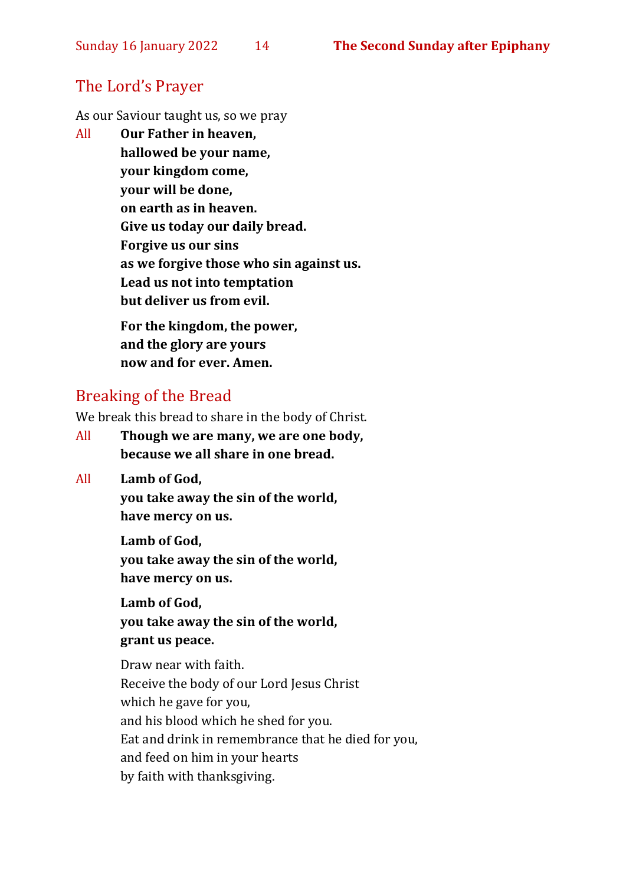## The Lord's Prayer

As our Saviour taught us, so we pray

All **Our Father in heaven,**
**hallowed be your name,**
**your kingdom come,**
**your will be done,**
**on earth as in heaven.**
**Give us today our daily bread.**
**Forgive us our sins**
**as we forgive those who sin against us.**
**Lead us not into temptation**
**but deliver us from evil.**

**For the kingdom, the power,**
**and the glory are yours**
**now and for ever. Amen.**

## Breaking of the Bread

We break this bread to share in the body of Christ.

All **Though we are many, we are one body,**
**because we all share in one bread.**

All **Lamb of God,**
**you take away the sin of the world,**
**have mercy on us.**

**Lamb of God,**
**you take away the sin of the world,**
**have mercy on us.**

**Lamb of God,**
**you take away the sin of the world,**
**grant us peace.**

Draw near with faith.
Receive the body of our Lord Jesus Christ
which he gave for you,
and his blood which he shed for you.
Eat and drink in remembrance that he died for you,
and feed on him in your hearts
by faith with thanksgiving.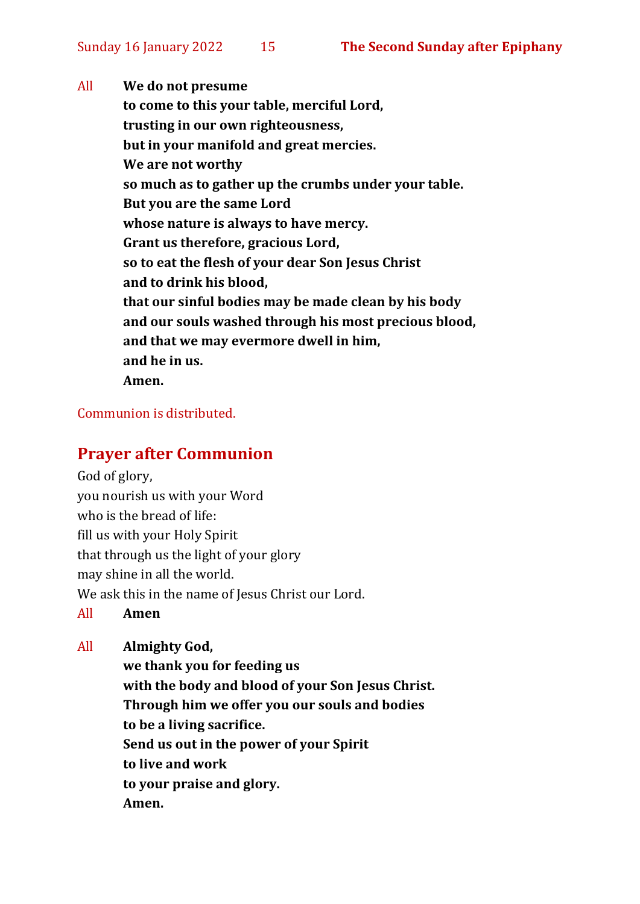All **We do not presume**
**to come to this your table, merciful Lord,**
**trusting in our own righteousness,**
**but in your manifold and great mercies.**
**We are not worthy**
**so much as to gather up the crumbs under your table.**
**But you are the same Lord**
**whose nature is always to have mercy.**
**Grant us therefore, gracious Lord,**
**so to eat the flesh of your dear Son Jesus Christ**
**and to drink his blood,**
**that our sinful bodies may be made clean by his body**
**and our souls washed through his most precious blood,**
**and that we may evermore dwell in him,**
**and he in us.**
**Amen.**

Communion is distributed.

## Prayer after Communion

God of glory,
you nourish us with your Word
who is the bread of life:
fill us with your Holy Spirit
that through us the light of your glory
may shine in all the world.
We ask this in the name of Jesus Christ our Lord.

All **Amen**

All **Almighty God,**
**we thank you for feeding us**
**with the body and blood of your Son Jesus Christ.**
**Through him we offer you our souls and bodies**
**to be a living sacrifice.**
**Send us out in the power of your Spirit**
**to live and work**
**to your praise and glory.**
**Amen.**